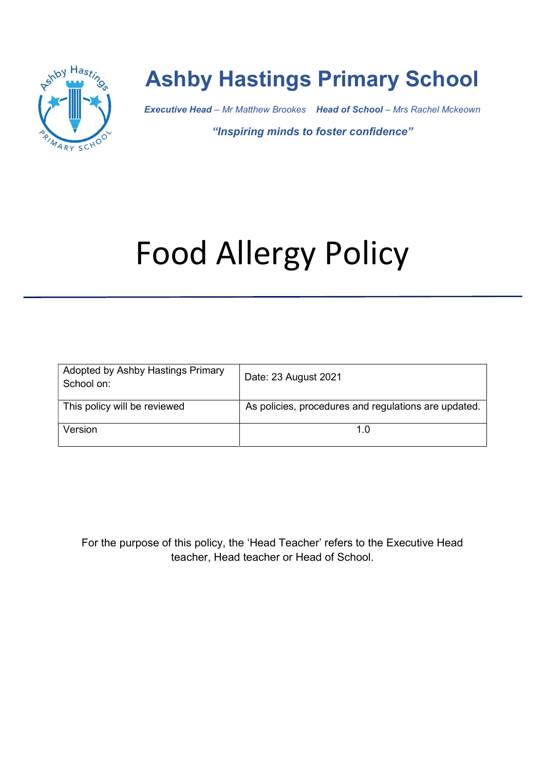# Ashby Hastings Primary School

***Executive Head** – Mr Matthew Brookes*    ***Head of School** – Mrs Rachel Mckeown*

***"Inspiring minds to foster confidence"***

# Food Allergy Policy

| Adopted by Ashby Hastings Primary School on: | Date: 23 August 2021 |
|---|---|
| This policy will be reviewed | As policies, procedures and regulations are updated. |
| Version | 1.0 |

For the purpose of this policy, the 'Head Teacher' refers to the Executive Head teacher, Head teacher or Head of School.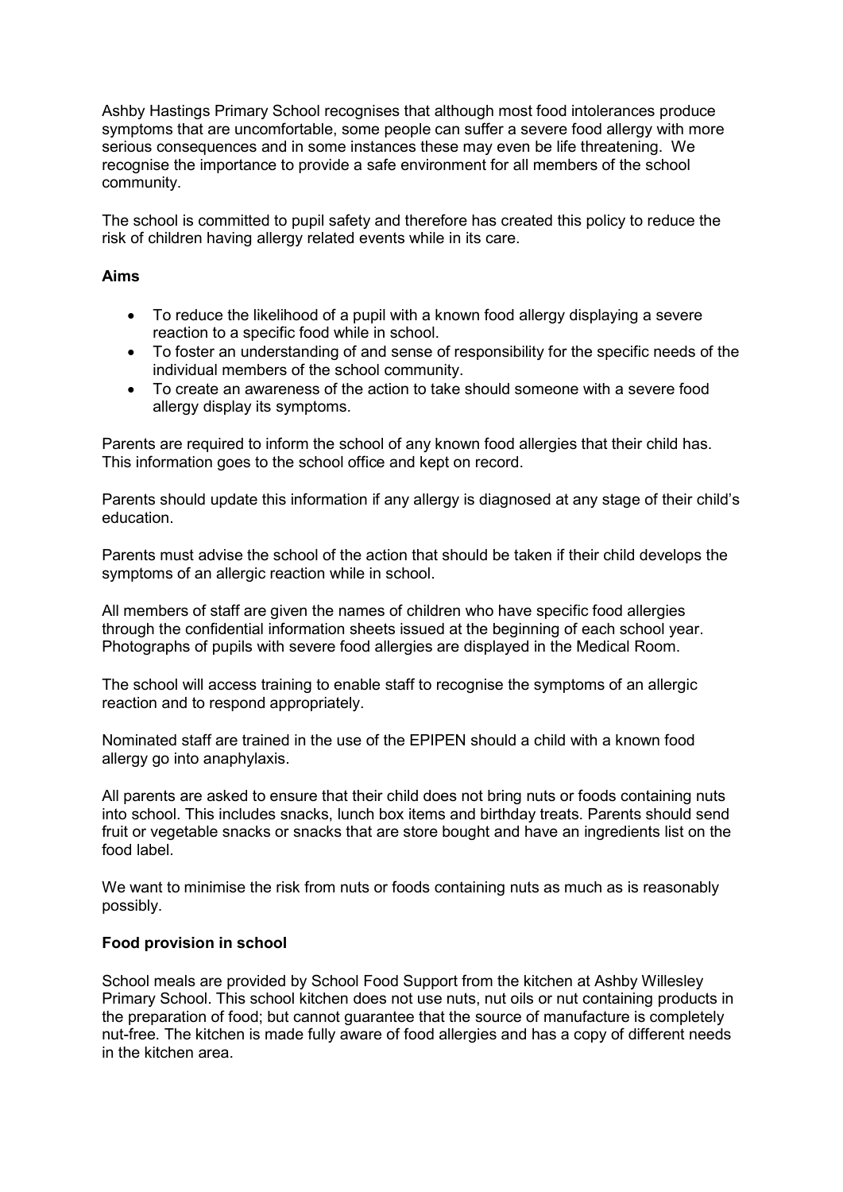Ashby Hastings Primary School recognises that although most food intolerances produce symptoms that are uncomfortable, some people can suffer a severe food allergy with more serious consequences and in some instances these may even be life threatening. We recognise the importance to provide a safe environment for all members of the school community.

The school is committed to pupil safety and therefore has created this policy to reduce the risk of children having allergy related events while in its care.

**Aims**

- To reduce the likelihood of a pupil with a known food allergy displaying a severe reaction to a specific food while in school.
- To foster an understanding of and sense of responsibility for the specific needs of the individual members of the school community.
- To create an awareness of the action to take should someone with a severe food allergy display its symptoms.

Parents are required to inform the school of any known food allergies that their child has. This information goes to the school office and kept on record.

Parents should update this information if any allergy is diagnosed at any stage of their child's education.

Parents must advise the school of the action that should be taken if their child develops the symptoms of an allergic reaction while in school.

All members of staff are given the names of children who have specific food allergies through the confidential information sheets issued at the beginning of each school year. Photographs of pupils with severe food allergies are displayed in the Medical Room.

The school will access training to enable staff to recognise the symptoms of an allergic reaction and to respond appropriately.

Nominated staff are trained in the use of the EPIPEN should a child with a known food allergy go into anaphylaxis.

All parents are asked to ensure that their child does not bring nuts or foods containing nuts into school. This includes snacks, lunch box items and birthday treats. Parents should send fruit or vegetable snacks or snacks that are store bought and have an ingredients list on the food label.

We want to minimise the risk from nuts or foods containing nuts as much as is reasonably possibly.

**Food provision in school**

School meals are provided by School Food Support from the kitchen at Ashby Willesley Primary School. This school kitchen does not use nuts, nut oils or nut containing products in the preparation of food; but cannot guarantee that the source of manufacture is completely nut-free. The kitchen is made fully aware of food allergies and has a copy of different needs in the kitchen area.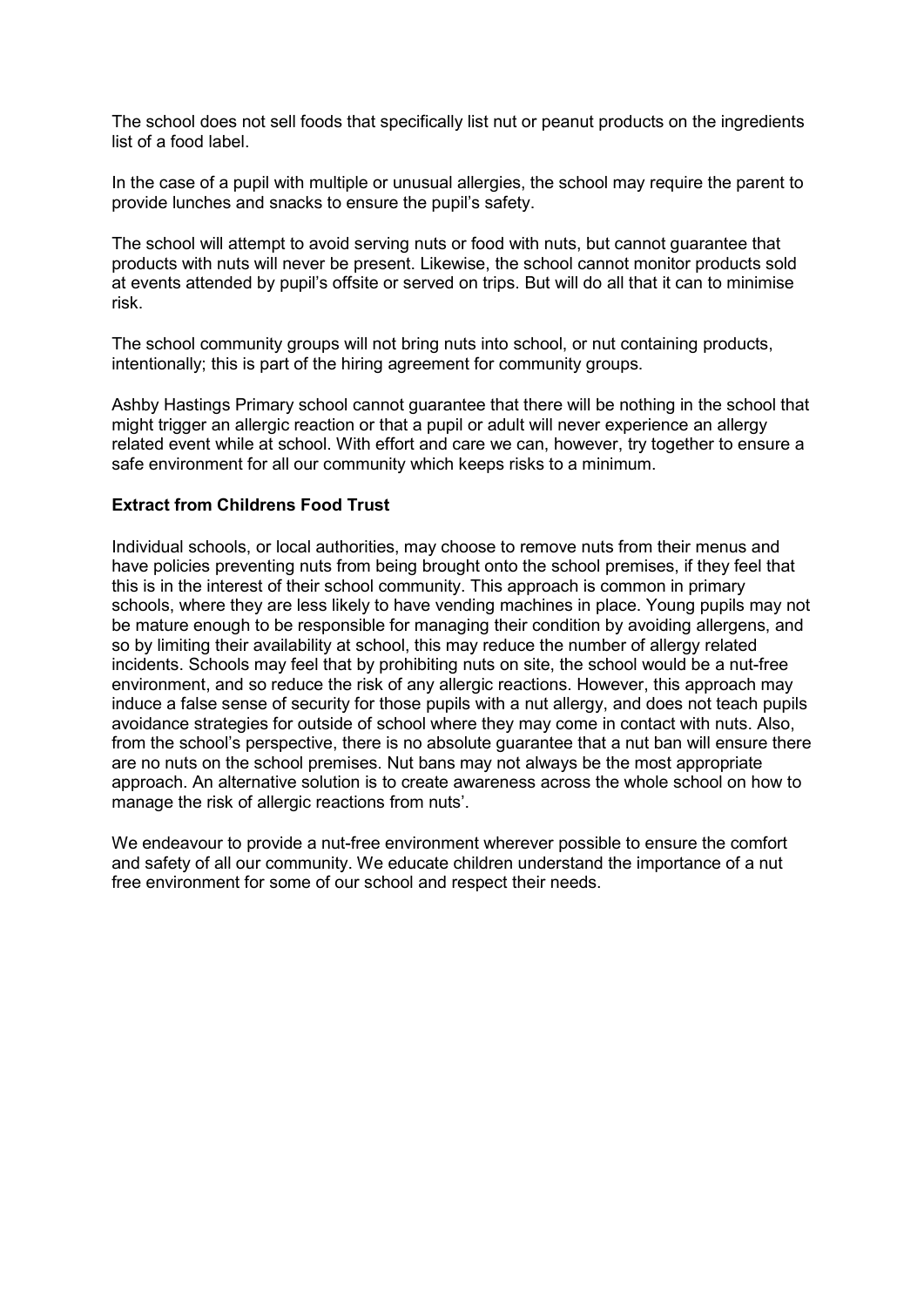The school does not sell foods that specifically list nut or peanut products on the ingredients list of a food label.

In the case of a pupil with multiple or unusual allergies, the school may require the parent to provide lunches and snacks to ensure the pupil's safety.

The school will attempt to avoid serving nuts or food with nuts, but cannot guarantee that products with nuts will never be present. Likewise, the school cannot monitor products sold at events attended by pupil's offsite or served on trips. But will do all that it can to minimise risk.

The school community groups will not bring nuts into school, or nut containing products, intentionally; this is part of the hiring agreement for community groups.

Ashby Hastings Primary school cannot guarantee that there will be nothing in the school that might trigger an allergic reaction or that a pupil or adult will never experience an allergy related event while at school. With effort and care we can, however, try together to ensure a safe environment for all our community which keeps risks to a minimum.

**Extract from Childrens Food Trust**

Individual schools, or local authorities, may choose to remove nuts from their menus and have policies preventing nuts from being brought onto the school premises, if they feel that this is in the interest of their school community. This approach is common in primary schools, where they are less likely to have vending machines in place. Young pupils may not be mature enough to be responsible for managing their condition by avoiding allergens, and so by limiting their availability at school, this may reduce the number of allergy related incidents. Schools may feel that by prohibiting nuts on site, the school would be a nut-free environment, and so reduce the risk of any allergic reactions. However, this approach may induce a false sense of security for those pupils with a nut allergy, and does not teach pupils avoidance strategies for outside of school where they may come in contact with nuts. Also, from the school's perspective, there is no absolute guarantee that a nut ban will ensure there are no nuts on the school premises. Nut bans may not always be the most appropriate approach. An alternative solution is to create awareness across the whole school on how to manage the risk of allergic reactions from nuts'.

We endeavour to provide a nut-free environment wherever possible to ensure the comfort and safety of all our community. We educate children understand the importance of a nut free environment for some of our school and respect their needs.